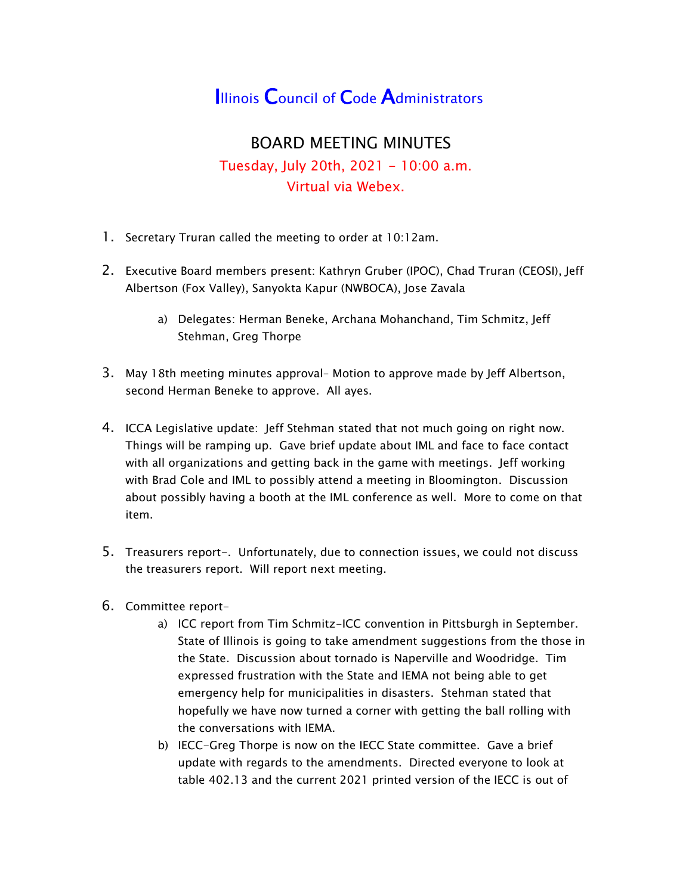# Illinois Council of Code Administrators

## BOARD MEETING MINUTES

Tuesday, July 20th, 2021 - 10:00 a.m.
Virtual via Webex.

1. Secretary Truran called the meeting to order at 10:12am.

2. Executive Board members present: Kathryn Gruber (IPOC), Chad Truran (CEOSI), Jeff Albertson (Fox Valley), Sanyokta Kapur (NWBOCA), Jose Zavala

   a) Delegates: Herman Beneke, Archana Mohanchand, Tim Schmitz, Jeff Stehman, Greg Thorpe

3. May 18th meeting minutes approval- Motion to approve made by Jeff Albertson, second Herman Beneke to approve. All ayes.

4. ICCA Legislative update: Jeff Stehman stated that not much going on right now. Things will be ramping up. Gave brief update about IML and face to face contact with all organizations and getting back in the game with meetings. Jeff working with Brad Cole and IML to possibly attend a meeting in Bloomington. Discussion about possibly having a booth at the IML conference as well. More to come on that item.

5. Treasurers report-. Unfortunately, due to connection issues, we could not discuss the treasurers report. Will report next meeting.

6. Committee report-

   a) ICC report from Tim Schmitz-ICC convention in Pittsburgh in September. State of Illinois is going to take amendment suggestions from the those in the State. Discussion about tornado is Naperville and Woodridge. Tim expressed frustration with the State and IEMA not being able to get emergency help for municipalities in disasters. Stehman stated that hopefully we have now turned a corner with getting the ball rolling with the conversations with IEMA.

   b) IECC-Greg Thorpe is now on the IECC State committee. Gave a brief update with regards to the amendments. Directed everyone to look at table 402.13 and the current 2021 printed version of the IECC is out of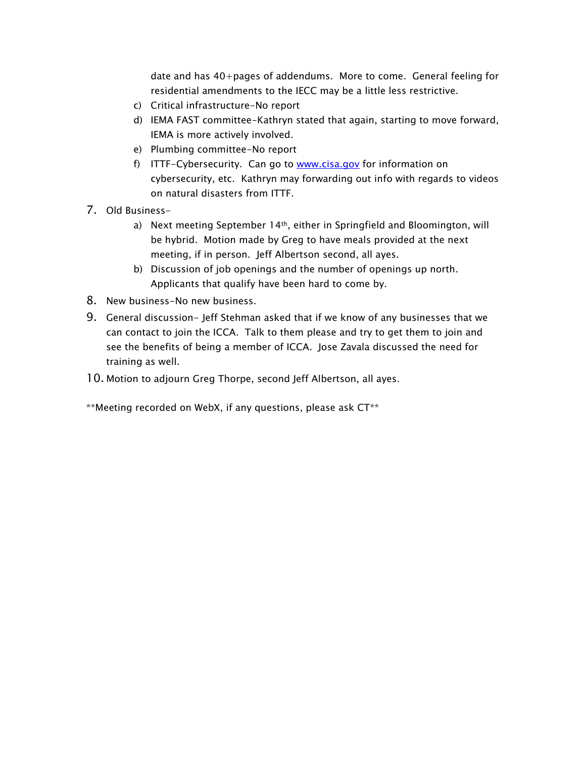date and has 40+pages of addendums. More to come. General feeling for residential amendments to the IECC may be a little less restrictive.

c) Critical infrastructure-No report
d) IEMA FAST committee-Kathryn stated that again, starting to move forward, IEMA is more actively involved.
e) Plumbing committee-No report
f) ITTF-Cybersecurity. Can go to [www.cisa.gov](http://www.cisa.gov) for information on cybersecurity, etc. Kathryn may forwarding out info with regards to videos on natural disasters from ITTF.

7. Old Business-
   a) Next meeting September 14th, either in Springfield and Bloomington, will be hybrid. Motion made by Greg to have meals provided at the next meeting, if in person. Jeff Albertson second, all ayes.
   b) Discussion of job openings and the number of openings up north. Applicants that qualify have been hard to come by.
8. New business-No new business.
9. General discussion- Jeff Stehman asked that if we know of any businesses that we can contact to join the ICCA. Talk to them please and try to get them to join and see the benefits of being a member of ICCA. Jose Zavala discussed the need for training as well.
10. Motion to adjourn Greg Thorpe, second Jeff Albertson, all ayes.

**Meeting recorded on WebX, if any questions, please ask CT**